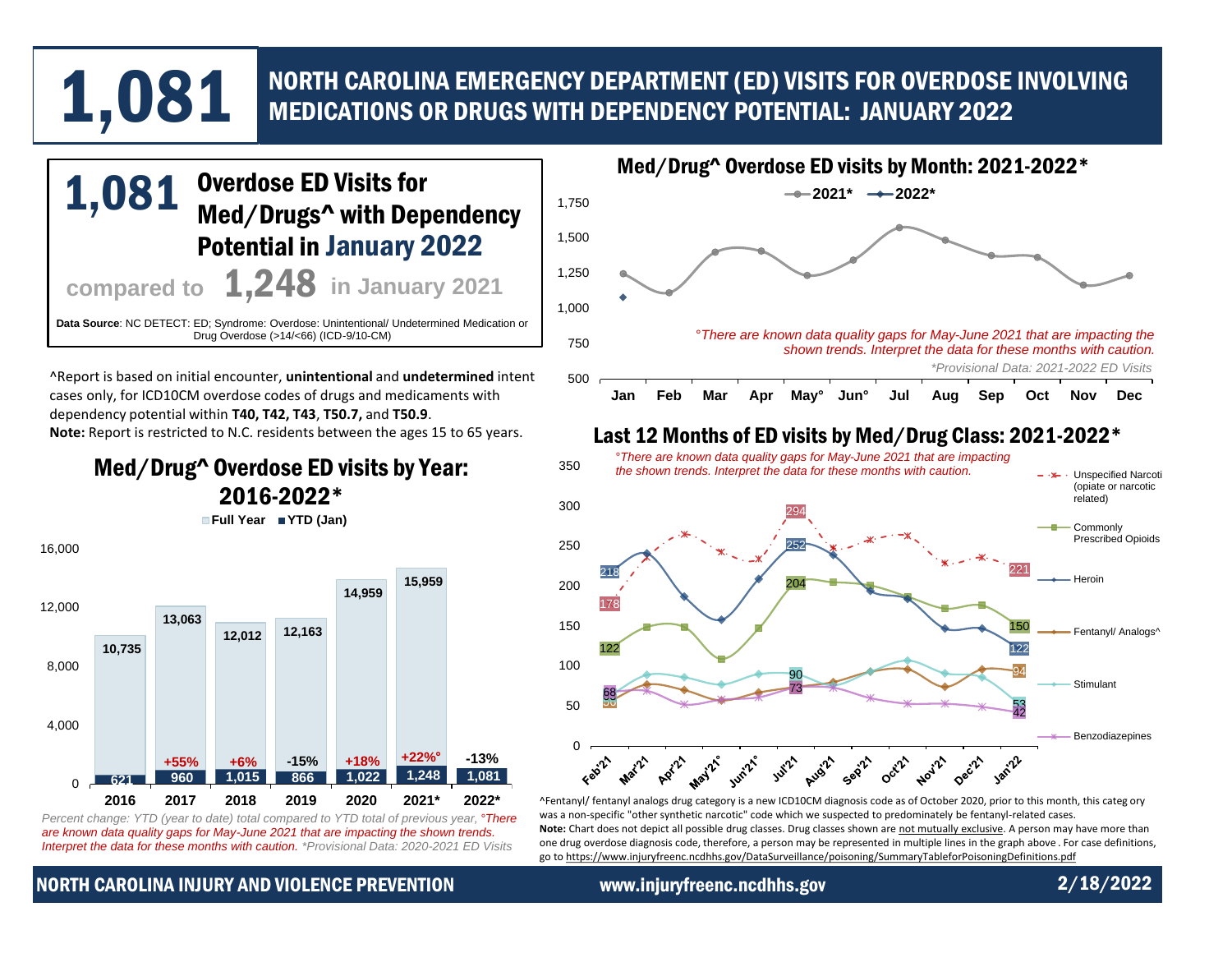# 1,081

## NORTH CAROLINA EMERGENCY DEPARTMENT (ED) VISITS FOR OVERDOSE INVOLVING MEDICATIONS OR DRUGS WITH DEPENDENCY POTENTIAL: JANUARY 2022

**1,081** Overdose ED Visits for Med/Drugs^ with Dependency Potential in January 2022

compared to **1,248** in January 2021

**Data Source**: NC DETECT: ED; Syndrome: Overdose: Unintentional/ Undetermined Medication or Drug Overdose (>14/<66) (ICD-9/10-CM)

^Report is based on initial encounter, **unintentional** and **undetermined** intent cases only, for ICD10CM overdose codes of drugs and medicaments with dependency potential within **T40, T42, T43**, **T50.7,** and **T50.9**.
**Note:** Report is restricted to N.C. residents between the ages 15 to 65 years.

### Med/Drug^ Overdose ED visits by Year: 2016-2022*

| Year | Full Year | YTD (Jan) | Percent change |
|---|---|---|---|
| 2016 | 10,735 | 621 | |
| 2017 | 13,063 | 960 | +55% |
| 2018 | 12,012 | 1,015 | +6% |
| 2019 | 12,163 | 866 | -15% |
| 2020 | 14,959 | 1,022 | +18% |
| 2021* | 15,959 | 1,248 | +22%° |
| 2022* | | 1,081 | -13% |

*Percent change: YTD (year to date) total compared to YTD total of previous year, °There are known data quality gaps for May-June 2021 that are impacting the shown trends. Interpret the data for these months with caution. *Provisional Data: 2020-2021 ED Visits*

### Med/Drug^ Overdose ED visits by Month: 2021-2022*

*°There are known data quality gaps for May-June 2021 that are impacting the shown trends. Interpret the data for these months with caution.*

*\*Provisional Data: 2021-2022 ED Visits*

### Last 12 Months of ED visits by Med/Drug Class: 2021-2022*

*°There are known data quality gaps for May-June 2021 that are impacting the shown trends. Interpret the data for these months with caution.*

| Drug Class | Feb'21 | Jul'21 | Jan'22 |
|---|---|---|---|
| Unspecified Narcotic (opiate or narcotic related) | 178 | 294 | 221 |
| Commonly Prescribed Opioids | 122 | 204 | 150 |
| Heroin | 218 | 252 | 122 |
| Fentanyl/ Analogs^ | 56 | | 94 |
| Stimulant | | 90 | 53 |
| Benzodiazepines | 68 | 73 | 42 |

^Fentanyl/ fentanyl analogs drug category is a new ICD10CM diagnosis code as of October 2020, prior to this month, this category was a non-specific "other synthetic narcotic" code which we suspected to predominately be fentanyl-related cases.
**Note:** Chart does not depict all possible drug classes. Drug classes shown are not mutually exclusive. A person may have more than one drug overdose diagnosis code, therefore, a person may be represented in multiple lines in the graph above. For case definitions, go to https://www.injuryfreenc.ncdhhs.gov/DataSurveillance/poisoning/SummaryTableforPoisoningDefinitions.pdf

NORTH CAROLINA INJURY AND VIOLENCE PREVENTION www.injuryfreenc.ncdhhs.gov 2/18/2022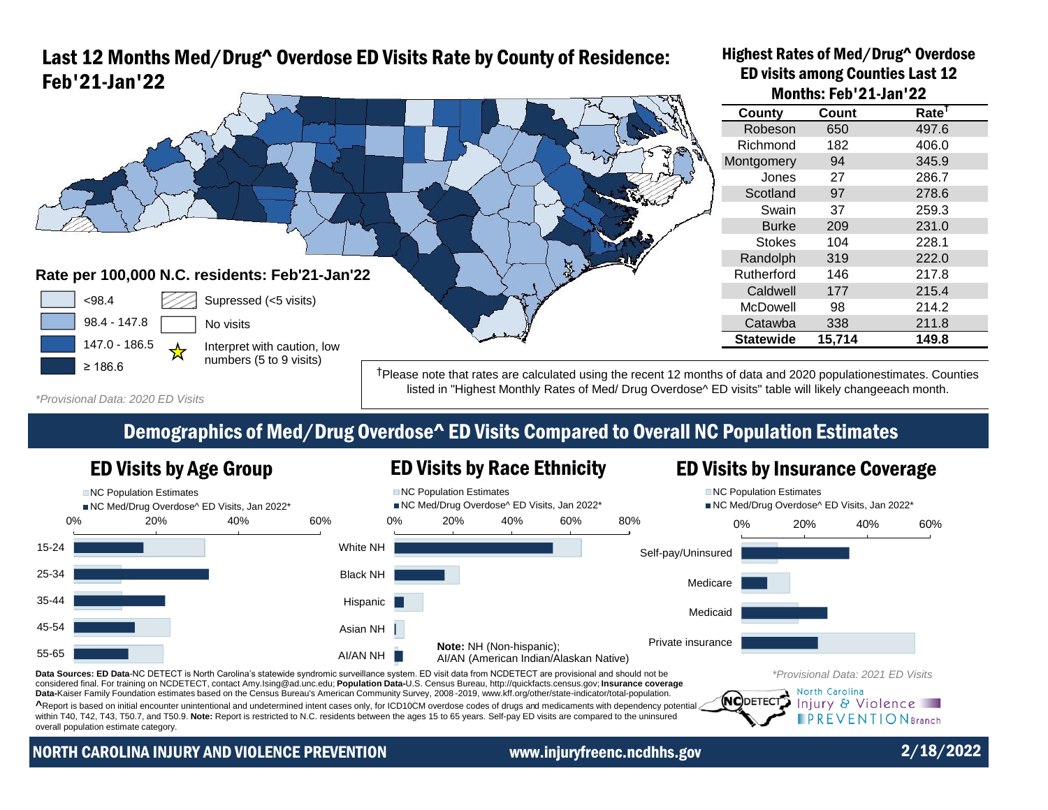## Last 12 Months Med/Drug^ Overdose ED Visits Rate by County of Residence: Feb'21-Jan'22

**Rate per 100,000 N.C. residents: Feb'21-Jan'22**

<98.4
98.4 - 147.8
147.0 - 186.5
≥ 186.6
Supressed (<5 visits)
No visits
Interpret with caution, low numbers (5 to 9 visits)

*Provisional Data: 2020 ED Visits*

### Highest Rates of Med/Drug^ Overdose ED visits among Counties Last 12 Months: Feb'21-Jan'22

| County | Count | Rate† |
|---|---|---|
| Robeson | 650 | 497.6 |
| Richmond | 182 | 406.0 |
| Montgomery | 94 | 345.9 |
| Jones | 27 | 286.7 |
| Scotland | 97 | 278.6 |
| Swain | 37 | 259.3 |
| Burke | 209 | 231.0 |
| Stokes | 104 | 228.1 |
| Randolph | 319 | 222.0 |
| Rutherford | 146 | 217.8 |
| Caldwell | 177 | 215.4 |
| McDowell | 98 | 214.2 |
| Catawba | 338 | 211.8 |
| **Statewide** | **15,714** | **149.8** |

†Please note that rates are calculated using the recent 12 months of data and 2020 populationestimates. Counties listed in "Highest Monthly Rates of Med/ Drug Overdose^ ED visits" table will likely changeeach month.

## Demographics of Med/Drug Overdose^ ED Visits Compared to Overall NC Population Estimates

### ED Visits by Age Group

NC Population Estimates
NC Med/Drug Overdose^ ED Visits, Jan 2022*

0% 20% 40% 60%

15-24
25-34
35-44
45-54
55-65

### ED Visits by Race Ethnicity

NC Population Estimates
NC Med/Drug Overdose^ ED Visits, Jan 2022*

0% 20% 40% 60% 80%

White NH
Black NH
Hispanic
Asian NH
AI/AN NH

**Note:** NH (Non-hispanic); AI/AN (American Indian/Alaskan Native)

### ED Visits by Insurance Coverage

NC Population Estimates
NC Med/Drug Overdose^ ED Visits, Jan 2022*

0% 20% 40% 60%

Self-pay/Uninsured
Medicare
Medicaid
Private insurance

*Provisional Data: 2021 ED Visits

**Data Sources: ED Data**-NC DETECT is North Carolina's statewide syndromic surveillance system. ED visit data from NCDETECT are provisional and should not be considered final. For training on NCDETECT, contact Amy.Ising@ad.unc.edu; **Population Data-**U.S. Census Bureau, http://quickfacts.census.gov; **Insurance coverage Data-**Kaiser Family Foundation estimates based on the Census Bureau's American Community Survey, 2008-2019, www.kff.org/other/state-indicator/total-population.

**^**Report is based on initial encounter unintentional and undetermined intent cases only, for ICD10CM overdose codes of drugs and medicaments with dependency potential within T40, T42, T43, T50.7, and T50.9. **Note:** Report is restricted to N.C. residents between the ages 15 to 65 years. Self-pay ED visits are compared to the uninsured overall population estimate category.

NORTH CAROLINA INJURY AND VIOLENCE PREVENTION — www.injuryfreenc.ncdhhs.gov — 2/18/2022